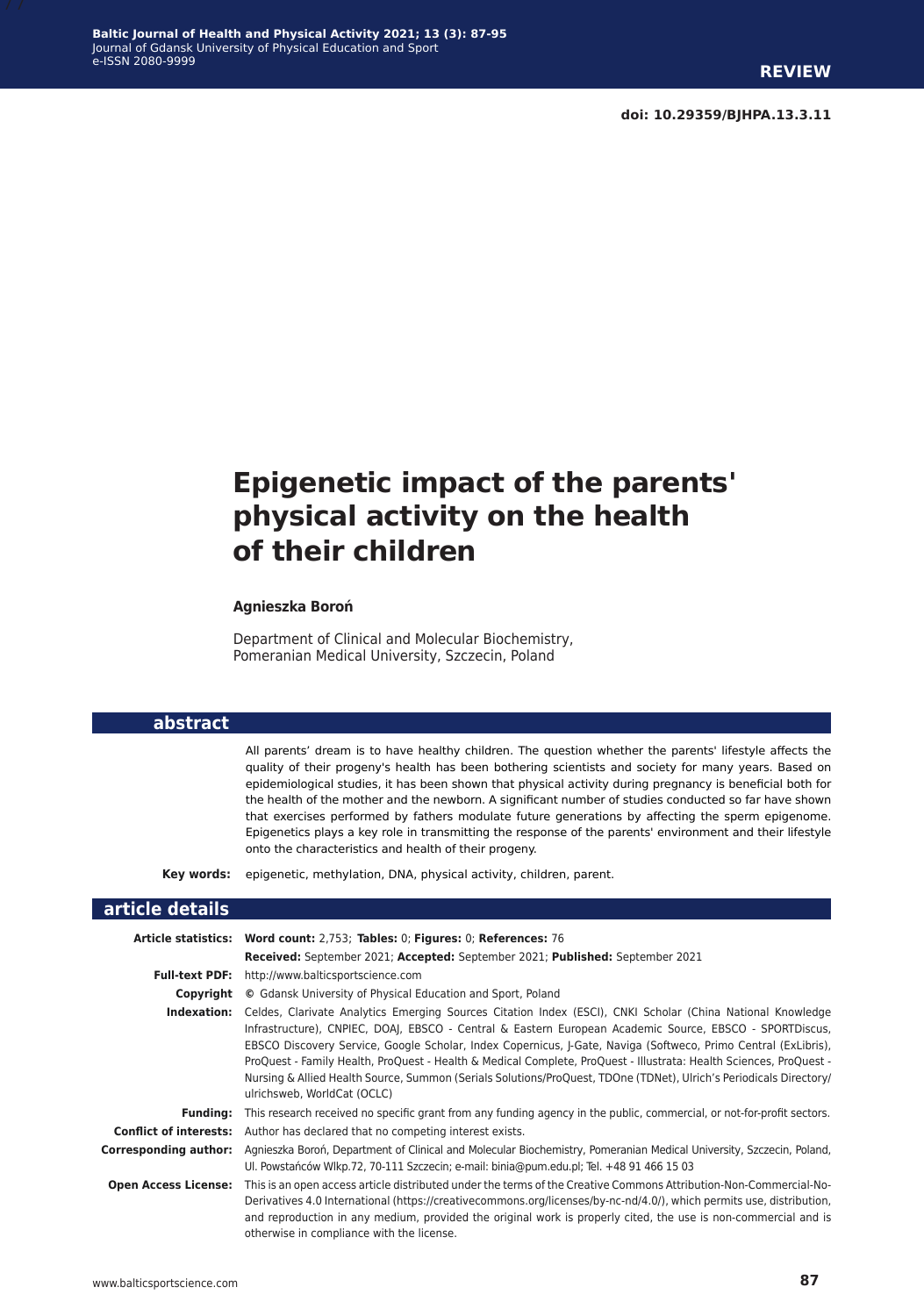REVIEW

doi: 10.29359/BJHPA.13.3.11

# Epigenetic impact of the parents' physical activity on the health of their children

**Agnieszka Boroń**

Department of Clinical and Molecular Biochemistry, Pomeranian Medical University, Szczecin, Poland

## abstract

All parents' dream is to have healthy children. The question whether the parents' lifestyle affects the quality of their progeny's health has been bothering scientists and society for many years. Based on epidemiological studies, it has been shown that physical activity during pregnancy is beneficial both for the health of the mother and the newborn. A significant number of studies conducted so far have shown that exercises performed by fathers modulate future generations by affecting the sperm epigenome. Epigenetics plays a key role in transmitting the response of the parents' environment and their lifestyle onto the characteristics and health of their progeny.

**Key words:** epigenetic, methylation, DNA, physical activity, children, parent.

## article details

**Article statistics:** **Word count:** 2,753; **Tables:** 0; **Figures:** 0; **References:** 76

**Received:** September 2021; **Accepted:** September 2021; **Published:** September 2021

**Full-text PDF:** http://www.balticsportscience.com

**Copyright** © Gdansk University of Physical Education and Sport, Poland

**Indexation:** Celdes, Clarivate Analytics Emerging Sources Citation Index (ESCI), CNKI Scholar (China National Knowledge Infrastructure), CNPIEC, DOAJ, EBSCO - Central & Eastern European Academic Source, EBSCO - SPORTDiscus, EBSCO Discovery Service, Google Scholar, Index Copernicus, J-Gate, Naviga (Softweco, Primo Central (ExLibris), ProQuest - Family Health, ProQuest - Health & Medical Complete, ProQuest - Illustrata: Health Sciences, ProQuest - Nursing & Allied Health Source, Summon (Serials Solutions/ProQuest, TDOne (TDNet), Ulrich's Periodicals Directory/ulrichsweb, WorldCat (OCLC)

**Funding:** This research received no specific grant from any funding agency in the public, commercial, or not-for-profit sectors.

**Conflict of interests:** Author has declared that no competing interest exists.

**Corresponding author:** Agnieszka Boroń, Department of Clinical and Molecular Biochemistry, Pomeranian Medical University, Szczecin, Poland, Ul. Powstańców Wlkp.72, 70-111 Szczecin; e-mail: binia@pum.edu.pl; Tel. +48 91 466 15 03

**Open Access License:** This is an open access article distributed under the terms of the Creative Commons Attribution-Non-Commercial-No-Derivatives 4.0 International (https://creativecommons.org/licenses/by-nc-nd/4.0/), which permits use, distribution, and reproduction in any medium, provided the original work is properly cited, the use is non-commercial and is otherwise in compliance with the license.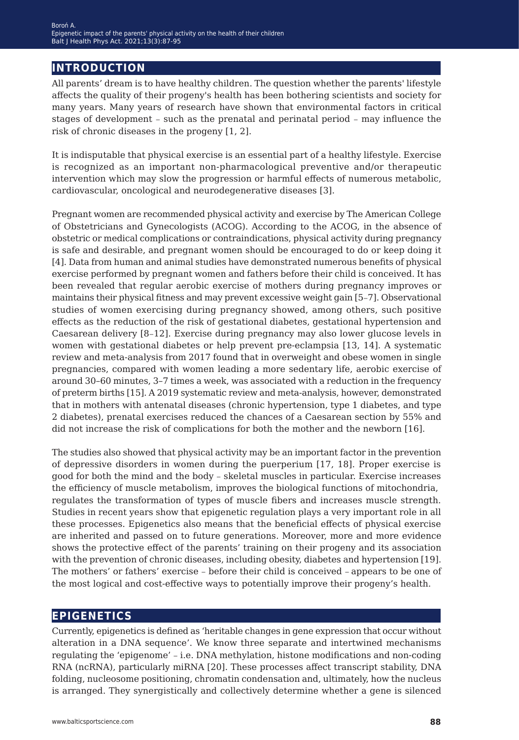## INTRODUCTION

All parents' dream is to have healthy children. The question whether the parents' lifestyle affects the quality of their progeny's health has been bothering scientists and society for many years. Many years of research have shown that environmental factors in critical stages of development – such as the prenatal and perinatal period – may influence the risk of chronic diseases in the progeny [1, 2].

It is indisputable that physical exercise is an essential part of a healthy lifestyle. Exercise is recognized as an important non-pharmacological preventive and/or therapeutic intervention which may slow the progression or harmful effects of numerous metabolic, cardiovascular, oncological and neurodegenerative diseases [3].

Pregnant women are recommended physical activity and exercise by The American College of Obstetricians and Gynecologists (ACOG). According to the ACOG, in the absence of obstetric or medical complications or contraindications, physical activity during pregnancy is safe and desirable, and pregnant women should be encouraged to do or keep doing it [4]. Data from human and animal studies have demonstrated numerous benefits of physical exercise performed by pregnant women and fathers before their child is conceived. It has been revealed that regular aerobic exercise of mothers during pregnancy improves or maintains their physical fitness and may prevent excessive weight gain [5–7]. Observational studies of women exercising during pregnancy showed, among others, such positive effects as the reduction of the risk of gestational diabetes, gestational hypertension and Caesarean delivery [8–12]. Exercise during pregnancy may also lower glucose levels in women with gestational diabetes or help prevent pre-eclampsia [13, 14]. A systematic review and meta-analysis from 2017 found that in overweight and obese women in single pregnancies, compared with women leading a more sedentary life, aerobic exercise of around 30–60 minutes, 3–7 times a week, was associated with a reduction in the frequency of preterm births [15]. A 2019 systematic review and meta-analysis, however, demonstrated that in mothers with antenatal diseases (chronic hypertension, type 1 diabetes, and type 2 diabetes), prenatal exercises reduced the chances of a Caesarean section by 55% and did not increase the risk of complications for both the mother and the newborn [16].

The studies also showed that physical activity may be an important factor in the prevention of depressive disorders in women during the puerperium [17, 18]. Proper exercise is good for both the mind and the body – skeletal muscles in particular. Exercise increases the efficiency of muscle metabolism, improves the biological functions of mitochondria, regulates the transformation of types of muscle fibers and increases muscle strength. Studies in recent years show that epigenetic regulation plays a very important role in all these processes. Epigenetics also means that the beneficial effects of physical exercise are inherited and passed on to future generations. Moreover, more and more evidence shows the protective effect of the parents' training on their progeny and its association with the prevention of chronic diseases, including obesity, diabetes and hypertension [19]. The mothers' or fathers' exercise – before their child is conceived – appears to be one of the most logical and cost-effective ways to potentially improve their progeny's health.

## EPIGENETICS

Currently, epigenetics is defined as 'heritable changes in gene expression that occur without alteration in a DNA sequence'. We know three separate and intertwined mechanisms regulating the 'epigenome' – i.e. DNA methylation, histone modifications and non-coding RNA (ncRNA), particularly miRNA [20]. These processes affect transcript stability, DNA folding, nucleosome positioning, chromatin condensation and, ultimately, how the nucleus is arranged. They synergistically and collectively determine whether a gene is silenced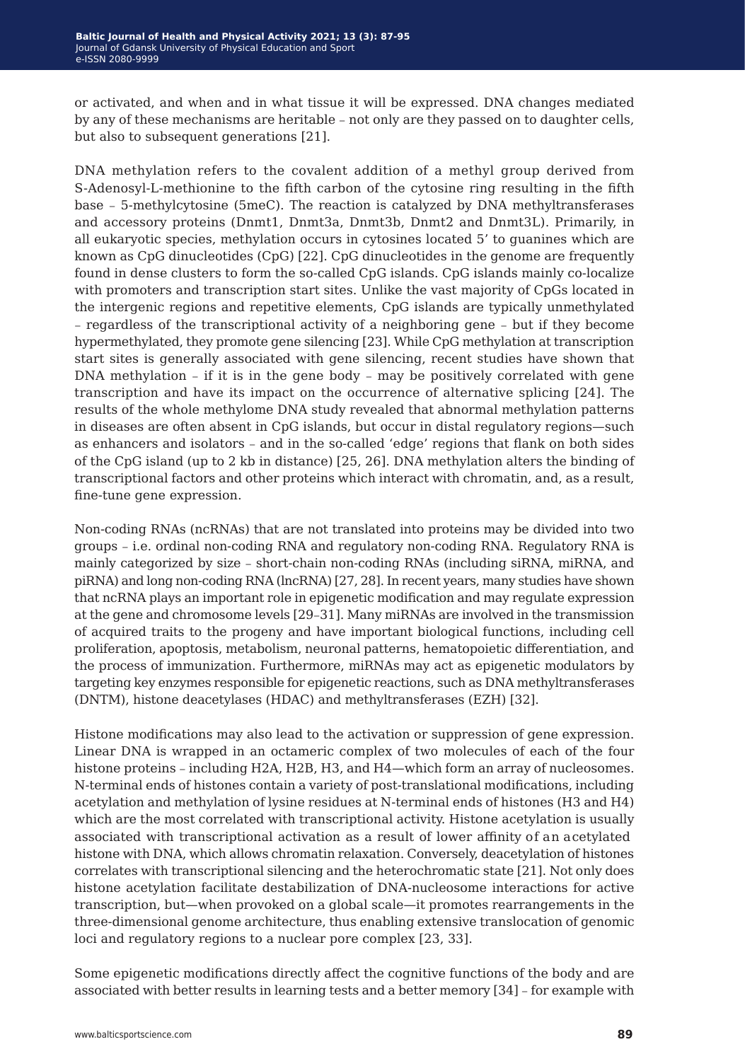or activated, and when and in what tissue it will be expressed. DNA changes mediated by any of these mechanisms are heritable – not only are they passed on to daughter cells, but also to subsequent generations [21].

DNA methylation refers to the covalent addition of a methyl group derived from S-Adenosyl-L-methionine to the fifth carbon of the cytosine ring resulting in the fifth base – 5-methylcytosine (5meC). The reaction is catalyzed by DNA methyltransferases and accessory proteins (Dnmt1, Dnmt3a, Dnmt3b, Dnmt2 and Dnmt3L). Primarily, in all eukaryotic species, methylation occurs in cytosines located 5' to guanines which are known as CpG dinucleotides (CpG) [22]. CpG dinucleotides in the genome are frequently found in dense clusters to form the so-called CpG islands. CpG islands mainly co-localize with promoters and transcription start sites. Unlike the vast majority of CpGs located in the intergenic regions and repetitive elements, CpG islands are typically unmethylated – regardless of the transcriptional activity of a neighboring gene – but if they become hypermethylated, they promote gene silencing [23]. While CpG methylation at transcription start sites is generally associated with gene silencing, recent studies have shown that DNA methylation – if it is in the gene body – may be positively correlated with gene transcription and have its impact on the occurrence of alternative splicing [24]. The results of the whole methylome DNA study revealed that abnormal methylation patterns in diseases are often absent in CpG islands, but occur in distal regulatory regions—such as enhancers and isolators – and in the so-called 'edge' regions that flank on both sides of the CpG island (up to 2 kb in distance) [25, 26]. DNA methylation alters the binding of transcriptional factors and other proteins which interact with chromatin, and, as a result, fine-tune gene expression.

Non-coding RNAs (ncRNAs) that are not translated into proteins may be divided into two groups – i.e. ordinal non-coding RNA and regulatory non-coding RNA. Regulatory RNA is mainly categorized by size – short-chain non-coding RNAs (including siRNA, miRNA, and piRNA) and long non-coding RNA (lncRNA) [27, 28]. In recent years, many studies have shown that ncRNA plays an important role in epigenetic modification and may regulate expression at the gene and chromosome levels [29–31]. Many miRNAs are involved in the transmission of acquired traits to the progeny and have important biological functions, including cell proliferation, apoptosis, metabolism, neuronal patterns, hematopoietic differentiation, and the process of immunization. Furthermore, miRNAs may act as epigenetic modulators by targeting key enzymes responsible for epigenetic reactions, such as DNA methyltransferases (DNTM), histone deacetylases (HDAC) and methyltransferases (EZH) [32].

Histone modifications may also lead to the activation or suppression of gene expression. Linear DNA is wrapped in an octameric complex of two molecules of each of the four histone proteins – including H2A, H2B, H3, and H4—which form an array of nucleosomes. N-terminal ends of histones contain a variety of post-translational modifications, including acetylation and methylation of lysine residues at N-terminal ends of histones (H3 and H4) which are the most correlated with transcriptional activity. Histone acetylation is usually associated with transcriptional activation as a result of lower affinity of an acetylated histone with DNA, which allows chromatin relaxation. Conversely, deacetylation of histones correlates with transcriptional silencing and the heterochromatic state [21]. Not only does histone acetylation facilitate destabilization of DNA-nucleosome interactions for active transcription, but—when provoked on a global scale—it promotes rearrangements in the three-dimensional genome architecture, thus enabling extensive translocation of genomic loci and regulatory regions to a nuclear pore complex [23, 33].

Some epigenetic modifications directly affect the cognitive functions of the body and are associated with better results in learning tests and a better memory [34] – for example with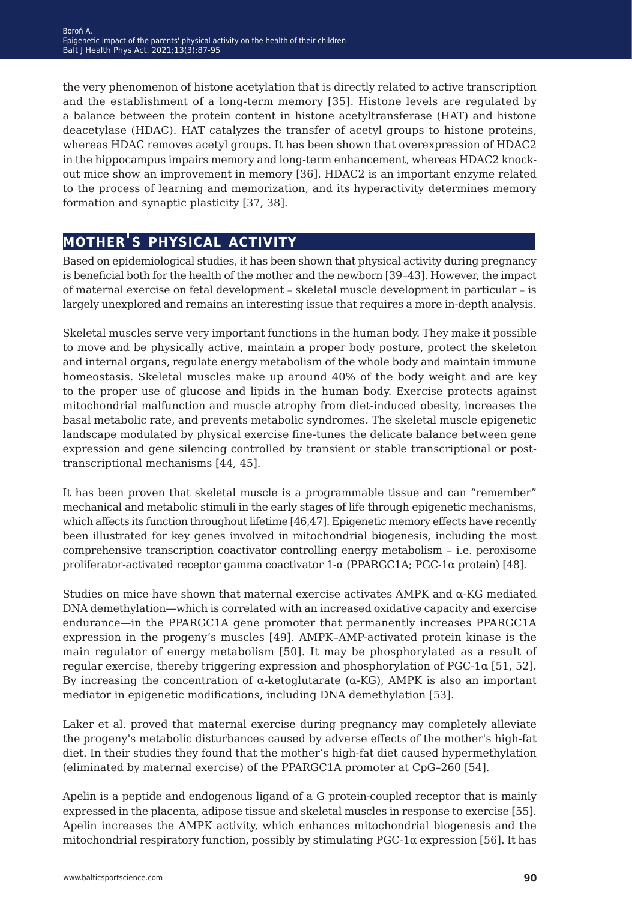the very phenomenon of histone acetylation that is directly related to active transcription and the establishment of a long-term memory [35]. Histone levels are regulated by a balance between the protein content in histone acetyltransferase (HAT) and histone deacetylase (HDAC). HAT catalyzes the transfer of acetyl groups to histone proteins, whereas HDAC removes acetyl groups. It has been shown that overexpression of HDAC2 in the hippocampus impairs memory and long-term enhancement, whereas HDAC2 knock-out mice show an improvement in memory [36]. HDAC2 is an important enzyme related to the process of learning and memorization, and its hyperactivity determines memory formation and synaptic plasticity [37, 38].

## MOTHER'S PHYSICAL ACTIVITY

Based on epidemiological studies, it has been shown that physical activity during pregnancy is beneficial both for the health of the mother and the newborn [39–43]. However, the impact of maternal exercise on fetal development – skeletal muscle development in particular – is largely unexplored and remains an interesting issue that requires a more in-depth analysis.

Skeletal muscles serve very important functions in the human body. They make it possible to move and be physically active, maintain a proper body posture, protect the skeleton and internal organs, regulate energy metabolism of the whole body and maintain immune homeostasis. Skeletal muscles make up around 40% of the body weight and are key to the proper use of glucose and lipids in the human body. Exercise protects against mitochondrial malfunction and muscle atrophy from diet-induced obesity, increases the basal metabolic rate, and prevents metabolic syndromes. The skeletal muscle epigenetic landscape modulated by physical exercise fine-tunes the delicate balance between gene expression and gene silencing controlled by transient or stable transcriptional or post-transcriptional mechanisms [44, 45].

It has been proven that skeletal muscle is a programmable tissue and can "remember" mechanical and metabolic stimuli in the early stages of life through epigenetic mechanisms, which affects its function throughout lifetime [46,47]. Epigenetic memory effects have recently been illustrated for key genes involved in mitochondrial biogenesis, including the most comprehensive transcription coactivator controlling energy metabolism – i.e. peroxisome proliferator-activated receptor gamma coactivator 1-α (PPARGC1A; PGC-1α protein) [48].

Studies on mice have shown that maternal exercise activates AMPK and α-KG mediated DNA demethylation—which is correlated with an increased oxidative capacity and exercise endurance—in the PPARGC1A gene promoter that permanently increases PPARGC1A expression in the progeny's muscles [49]. AMPK–AMP-activated protein kinase is the main regulator of energy metabolism [50]. It may be phosphorylated as a result of regular exercise, thereby triggering expression and phosphorylation of PGC-1α [51, 52]. By increasing the concentration of α-ketoglutarate (α-KG), AMPK is also an important mediator in epigenetic modifications, including DNA demethylation [53].

Laker et al. proved that maternal exercise during pregnancy may completely alleviate the progeny's metabolic disturbances caused by adverse effects of the mother's high-fat diet. In their studies they found that the mother's high-fat diet caused hypermethylation (eliminated by maternal exercise) of the PPARGC1A promoter at CpG–260 [54].

Apelin is a peptide and endogenous ligand of a G protein-coupled receptor that is mainly expressed in the placenta, adipose tissue and skeletal muscles in response to exercise [55]. Apelin increases the AMPK activity, which enhances mitochondrial biogenesis and the mitochondrial respiratory function, possibly by stimulating PGC-1α expression [56]. It has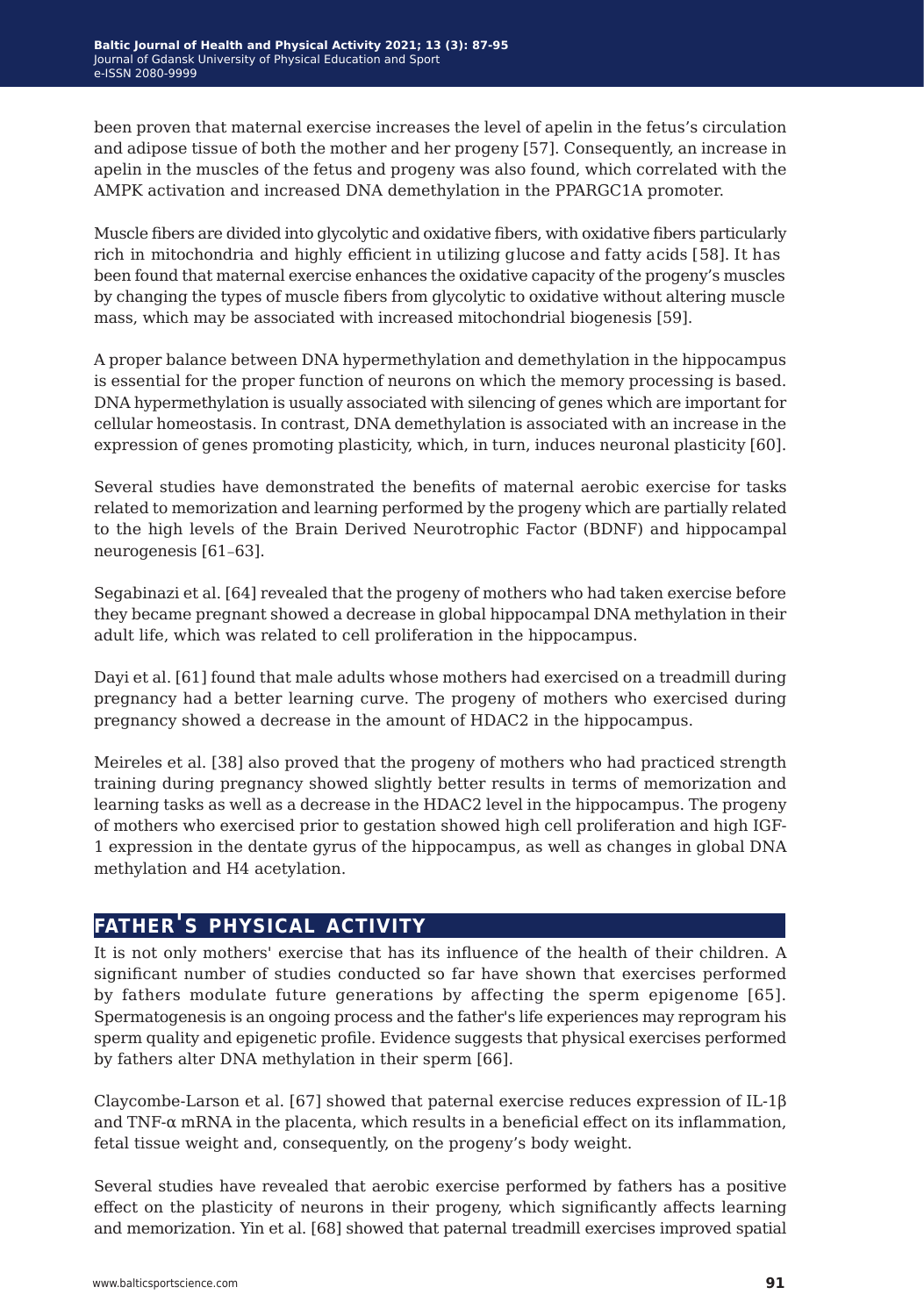been proven that maternal exercise increases the level of apelin in the fetus's circulation and adipose tissue of both the mother and her progeny [57]. Consequently, an increase in apelin in the muscles of the fetus and progeny was also found, which correlated with the AMPK activation and increased DNA demethylation in the PPARGC1A promoter.

Muscle fibers are divided into glycolytic and oxidative fibers, with oxidative fibers particularly rich in mitochondria and highly efficient in utilizing glucose and fatty acids [58]. It has been found that maternal exercise enhances the oxidative capacity of the progeny's muscles by changing the types of muscle fibers from glycolytic to oxidative without altering muscle mass, which may be associated with increased mitochondrial biogenesis [59].

A proper balance between DNA hypermethylation and demethylation in the hippocampus is essential for the proper function of neurons on which the memory processing is based. DNA hypermethylation is usually associated with silencing of genes which are important for cellular homeostasis. In contrast, DNA demethylation is associated with an increase in the expression of genes promoting plasticity, which, in turn, induces neuronal plasticity [60].

Several studies have demonstrated the benefits of maternal aerobic exercise for tasks related to memorization and learning performed by the progeny which are partially related to the high levels of the Brain Derived Neurotrophic Factor (BDNF) and hippocampal neurogenesis [61–63].

Segabinazi et al. [64] revealed that the progeny of mothers who had taken exercise before they became pregnant showed a decrease in global hippocampal DNA methylation in their adult life, which was related to cell proliferation in the hippocampus.

Dayi et al. [61] found that male adults whose mothers had exercised on a treadmill during pregnancy had a better learning curve. The progeny of mothers who exercised during pregnancy showed a decrease in the amount of HDAC2 in the hippocampus.

Meireles et al. [38] also proved that the progeny of mothers who had practiced strength training during pregnancy showed slightly better results in terms of memorization and learning tasks as well as a decrease in the HDAC2 level in the hippocampus. The progeny of mothers who exercised prior to gestation showed high cell proliferation and high IGF-1 expression in the dentate gyrus of the hippocampus, as well as changes in global DNA methylation and H4 acetylation.

## Father's physical activity

It is not only mothers' exercise that has its influence of the health of their children. A significant number of studies conducted so far have shown that exercises performed by fathers modulate future generations by affecting the sperm epigenome [65]. Spermatogenesis is an ongoing process and the father's life experiences may reprogram his sperm quality and epigenetic profile. Evidence suggests that physical exercises performed by fathers alter DNA methylation in their sperm [66].

Claycombe-Larson et al. [67] showed that paternal exercise reduces expression of IL-1β and TNF-α mRNA in the placenta, which results in a beneficial effect on its inflammation, fetal tissue weight and, consequently, on the progeny's body weight.

Several studies have revealed that aerobic exercise performed by fathers has a positive effect on the plasticity of neurons in their progeny, which significantly affects learning and memorization. Yin et al. [68] showed that paternal treadmill exercises improved spatial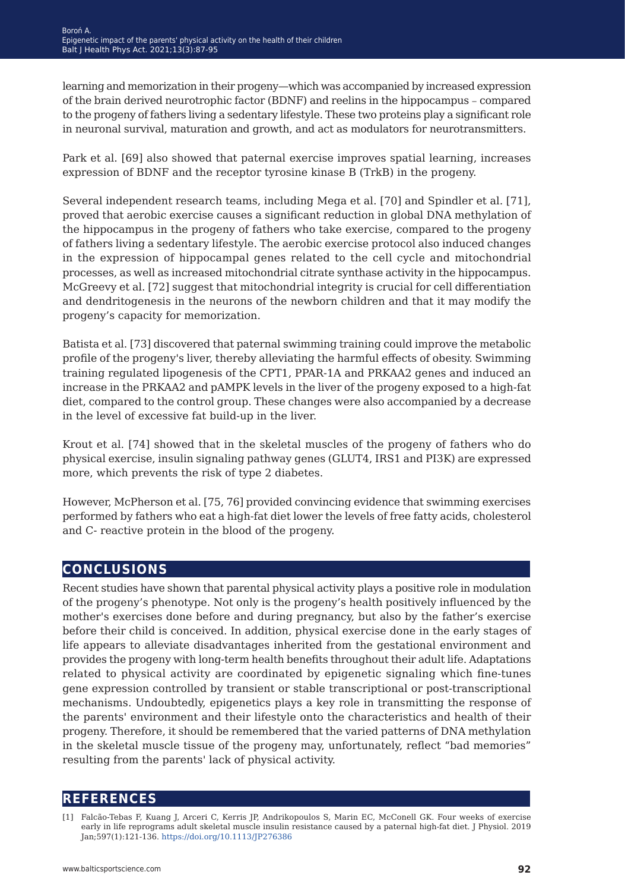learning and memorization in their progeny—which was accompanied by increased expression of the brain derived neurotrophic factor (BDNF) and reelins in the hippocampus – compared to the progeny of fathers living a sedentary lifestyle. These two proteins play a significant role in neuronal survival, maturation and growth, and act as modulators for neurotransmitters.

Park et al. [69] also showed that paternal exercise improves spatial learning, increases expression of BDNF and the receptor tyrosine kinase B (TrkB) in the progeny.

Several independent research teams, including Mega et al. [70] and Spindler et al. [71], proved that aerobic exercise causes a significant reduction in global DNA methylation of the hippocampus in the progeny of fathers who take exercise, compared to the progeny of fathers living a sedentary lifestyle. The aerobic exercise protocol also induced changes in the expression of hippocampal genes related to the cell cycle and mitochondrial processes, as well as increased mitochondrial citrate synthase activity in the hippocampus. McGreevy et al. [72] suggest that mitochondrial integrity is crucial for cell differentiation and dendritogenesis in the neurons of the newborn children and that it may modify the progeny's capacity for memorization.

Batista et al. [73] discovered that paternal swimming training could improve the metabolic profile of the progeny's liver, thereby alleviating the harmful effects of obesity. Swimming training regulated lipogenesis of the CPT1, PPAR-1A and PRKAA2 genes and induced an increase in the PRKAA2 and pAMPK levels in the liver of the progeny exposed to a high-fat diet, compared to the control group. These changes were also accompanied by a decrease in the level of excessive fat build-up in the liver.

Krout et al. [74] showed that in the skeletal muscles of the progeny of fathers who do physical exercise, insulin signaling pathway genes (GLUT4, IRS1 and PI3K) are expressed more, which prevents the risk of type 2 diabetes.

However, McPherson et al. [75, 76] provided convincing evidence that swimming exercises performed by fathers who eat a high-fat diet lower the levels of free fatty acids, cholesterol and C- reactive protein in the blood of the progeny.

## CONCLUSIONS

Recent studies have shown that parental physical activity plays a positive role in modulation of the progeny's phenotype. Not only is the progeny's health positively influenced by the mother's exercises done before and during pregnancy, but also by the father's exercise before their child is conceived. In addition, physical exercise done in the early stages of life appears to alleviate disadvantages inherited from the gestational environment and provides the progeny with long-term health benefits throughout their adult life. Adaptations related to physical activity are coordinated by epigenetic signaling which fine-tunes gene expression controlled by transient or stable transcriptional or post-transcriptional mechanisms. Undoubtedly, epigenetics plays a key role in transmitting the response of the parents' environment and their lifestyle onto the characteristics and health of their progeny. Therefore, it should be remembered that the varied patterns of DNA methylation in the skeletal muscle tissue of the progeny may, unfortunately, reflect "bad memories" resulting from the parents' lack of physical activity.

## REFERENCES

[1] Falcão-Tebas F, Kuang J, Arceri C, Kerris JP, Andrikopoulos S, Marin EC, McConell GK. Four weeks of exercise early in life reprograms adult skeletal muscle insulin resistance caused by a paternal high-fat diet. J Physiol. 2019 Jan;597(1):121-136. https://doi.org/10.1113/JP276386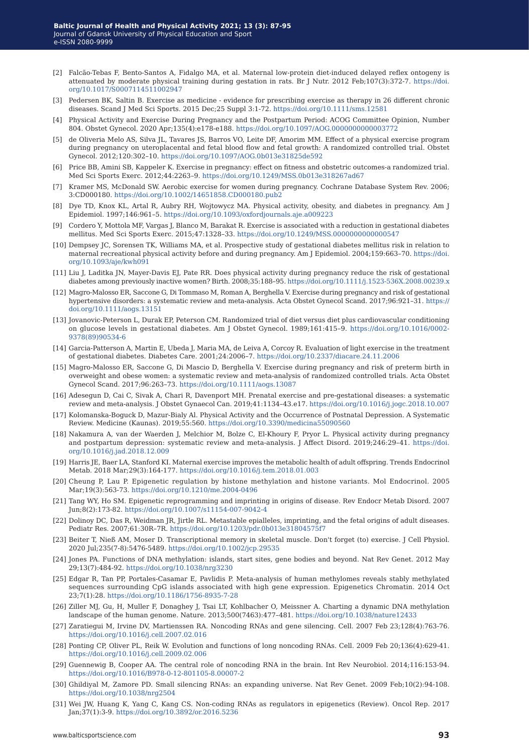[2] Falcão-Tebas F, Bento-Santos A, Fidalgo MA, et al. Maternal low-protein diet-induced delayed reflex ontogeny is attenuated by moderate physical training during gestation in rats. Br J Nutr. 2012 Feb;107(3):372-7. https://doi.org/10.1017/S0007114511002947

[3] Pedersen BK, Saltin B. Exercise as medicine - evidence for prescribing exercise as therapy in 26 different chronic diseases. Scand J Med Sci Sports. 2015 Dec;25 Suppl 3:1-72. https://doi.org/10.1111/sms.12581

[4] Physical Activity and Exercise During Pregnancy and the Postpartum Period: ACOG Committee Opinion, Number 804. Obstet Gynecol. 2020 Apr;135(4):e178-e188. https://doi.org/10.1097/AOG.0000000000003772

[5] de Oliveria Melo AS, Silva JL, Tavares JS, Barros VO, Leite DF, Amorim MM. Effect of a physical exercise program during pregnancy on uteroplacental and fetal blood flow and fetal growth: A randomized controlled trial. Obstet Gynecol. 2012;120:302–10. https://doi.org/10.1097/AOG.0b013e31825de592

[6] Price BB, Amini SB, Kappeler K. Exercise in pregnancy: effect on fitness and obstetric outcomes-a randomized trial. Med Sci Sports Exerc. 2012;44:2263–9. https://doi.org/10.1249/MSS.0b013e318267ad67

[7] Kramer MS, McDonald SW. Aerobic exercise for women during pregnancy. Cochrane Database System Rev. 2006; 3:CD000180. https://doi.org/10.1002/14651858.CD000180.pub2

[8] Dye TD, Knox KL, Artal R, Aubry RH, Wojtowycz MA. Physical activity, obesity, and diabetes in pregnancy. Am J Epidemiol. 1997;146:961–5. https://doi.org/10.1093/oxfordjournals.aje.a009223

[9] Cordero Y, Mottola MF, Vargas J, Blanco M, Barakat R. Exercise is associated with a reduction in gestational diabetes mellitus. Med Sci Sports Exerc. 2015;47:1328–33. https://doi.org/10.1249/MSS.0000000000000547

[10] Dempsey JC, Sorensen TK, Williams MA, et al. Prospective study of gestational diabetes mellitus risk in relation to maternal recreational physical activity before and during pregnancy. Am J Epidemiol. 2004;159:663–70. https://doi.org/10.1093/aje/kwh091

[11] Liu J, Laditka JN, Mayer-Davis EJ, Pate RR. Does physical activity during pregnancy reduce the risk of gestational diabetes among previously inactive women? Birth. 2008;35:188–95. https://doi.org/10.1111/j.1523-536X.2008.00239.x

[12] Magro-Malosso ER, Saccone G, Di Tommaso M, Roman A, Berghella V. Exercise during pregnancy and risk of gestational hypertensive disorders: a systematic review and meta-analysis. Acta Obstet Gynecol Scand. 2017;96:921–31. https://doi.org/10.1111/aogs.13151

[13] Jovanovic-Peterson L, Durak EP, Peterson CM. Randomized trial of diet versus diet plus cardiovascular conditioning on glucose levels in gestational diabetes. Am J Obstet Gynecol. 1989;161:415–9. https://doi.org/10.1016/0002-9378(89)90534-6

[14] Garcia-Patterson A, Martin E, Ubeda J, Maria MA, de Leiva A, Corcoy R. Evaluation of light exercise in the treatment of gestational diabetes. Diabetes Care. 2001;24:2006–7. https://doi.org/10.2337/diacare.24.11.2006

[15] Magro-Malosso ER, Saccone G, Di Mascio D, Berghella V. Exercise during pregnancy and risk of preterm birth in overweight and obese women: a systematic review and meta-analysis of randomized controlled trials. Acta Obstet Gynecol Scand. 2017;96:263–73. https://doi.org/10.1111/aogs.13087

[16] Adesegun D, Cai C, Sivak A, Chari R, Davenport MH. Prenatal exercise and pre-gestational diseases: a systematic review and meta-analysis. J Obstet Gynaecol Can. 2019;41:1134–43.e17. https://doi.org/10.1016/j.jogc.2018.10.007

[17] Kolomanska-Boguck D, Mazur-Bialy Al. Physical Activity and the Occurrence of Postnatal Depression. A Systematic Review. Medicine (Kaunas). 2019;55:560. https://doi.org/10.3390/medicina55090560

[18] Nakamura A, van der Waerden J, Melchior M, Bolze C, El-Khoury F, Pryor L. Physical activity during pregnancy and postpartum depression: systematic review and meta-analysis. J Affect Disord. 2019;246:29–41. https://doi.org/10.1016/j.jad.2018.12.009

[19] Harris JE, Baer LA, Stanford KI. Maternal exercise improves the metabolic health of adult offspring. Trends Endocrinol Metab. 2018 Mar;29(3):164-177. https://doi.org/10.1016/j.tem.2018.01.003

[20] Cheung P, Lau P. Epigenetic regulation by histone methylation and histone variants. Mol Endocrinol. 2005 Mar;19(3):563-73. https://doi.org/10.1210/me.2004-0496

[21] Tang WY, Ho SM. Epigenetic reprogramming and imprinting in origins of disease. Rev Endocr Metab Disord. 2007 Jun;8(2):173-82. https://doi.org/10.1007/s11154-007-9042-4

[22] Dolinoy DC, Das R, Weidman JR, Jirtle RL. Metastable epialleles, imprinting, and the fetal origins of adult diseases. Pediatr Res. 2007;61:30R–7R. https://doi.org/10.1203/pdr.0b013e31804575f7

[23] Beiter T, Nieß AM, Moser D. Transcriptional memory in skeletal muscle. Don't forget (to) exercise. J Cell Physiol. 2020 Jul;235(7-8):5476-5489. https://doi.org/10.1002/jcp.29535

[24] Jones PA. Functions of DNA methylation: islands, start sites, gene bodies and beyond. Nat Rev Genet. 2012 May 29;13(7):484-92. https://doi.org/10.1038/nrg3230

[25] Edgar R, Tan PP, Portales-Casamar E, Pavlidis P. Meta-analysis of human methylomes reveals stably methylated sequences surrounding CpG islands associated with high gene expression. Epigenetics Chromatin. 2014 Oct 23;7(1):28. https://doi.org/10.1186/1756-8935-7-28

[26] Ziller MJ, Gu, H, Muller F, Donaghey J, Tsai LT, Kohlbacher O, Meissner A. Charting a dynamic DNA methylation landscape of the human genome. Nature. 2013;500(7463):477–481. https://doi.org/10.1038/nature12433

[27] Zaratiegui M, Irvine DV, Martienssen RA. Noncoding RNAs and gene silencing. Cell. 2007 Feb 23;128(4):763-76. https://doi.org/10.1016/j.cell.2007.02.016

[28] Ponting CP, Oliver PL, Reik W. Evolution and functions of long noncoding RNAs. Cell. 2009 Feb 20;136(4):629-41. https://doi.org/10.1016/j.cell.2009.02.006

[29] Guennewig B, Cooper AA. The central role of noncoding RNA in the brain. Int Rev Neurobiol. 2014;116:153-94. https://doi.org/10.1016/B978-0-12-801105-8.00007-2

[30] Ghildiyal M, Zamore PD. Small silencing RNAs: an expanding universe. Nat Rev Genet. 2009 Feb;10(2):94-108. https://doi.org/10.1038/nrg2504

[31] Wei JW, Huang K, Yang C, Kang CS. Non-coding RNAs as regulators in epigenetics (Review). Oncol Rep. 2017 Jan;37(1):3-9. https://doi.org/10.3892/or.2016.5236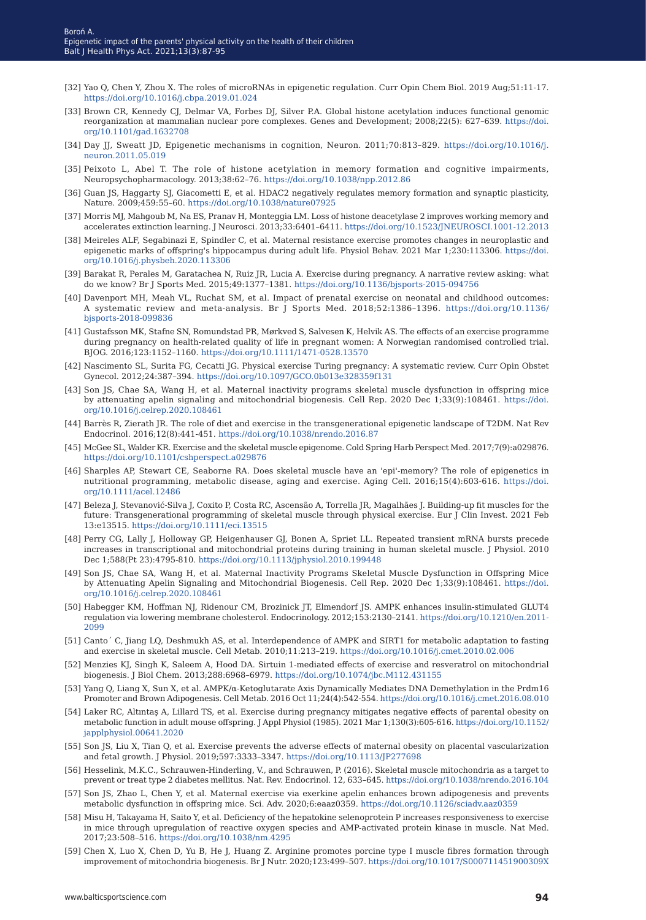[32] Yao Q, Chen Y, Zhou X. The roles of microRNAs in epigenetic regulation. Curr Opin Chem Biol. 2019 Aug;51:11-17. https://doi.org/10.1016/j.cbpa.2019.01.024

[33] Brown CR, Kennedy CJ, Delmar VA, Forbes DJ, Silver P.A. Global histone acetylation induces functional genomic reorganization at mammalian nuclear pore complexes. Genes and Development; 2008;22(5): 627–639. https://doi.org/10.1101/gad.1632708

[34] Day JJ, Sweatt JD, Epigenetic mechanisms in cognition, Neuron. 2011;70:813–829. https://doi.org/10.1016/j.neuron.2011.05.019

[35] Peixoto L, Abel T. The role of histone acetylation in memory formation and cognitive impairments, Neuropsychopharmacology. 2013;38:62–76. https://doi.org/10.1038/npp.2012.86

[36] Guan JS, Haggarty SJ, Giacometti E, et al. HDAC2 negatively regulates memory formation and synaptic plasticity, Nature. 2009;459:55–60. https://doi.org/10.1038/nature07925

[37] Morris MJ, Mahgoub M, Na ES, Pranav H, Monteggia LM. Loss of histone deacetylase 2 improves working memory and accelerates extinction learning. J Neurosci. 2013;33:6401–6411. https://doi.org/10.1523/JNEUROSCI.1001-12.2013

[38] Meireles ALF, Segabinazi E, Spindler C, et al. Maternal resistance exercise promotes changes in neuroplastic and epigenetic marks of offspring's hippocampus during adult life. Physiol Behav. 2021 Mar 1;230:113306. https://doi.org/10.1016/j.physbeh.2020.113306

[39] Barakat R, Perales M, Garatachea N, Ruiz JR, Lucia A. Exercise during pregnancy. A narrative review asking: what do we know? Br J Sports Med. 2015;49:1377–1381. https://doi.org/10.1136/bjsports-2015-094756

[40] Davenport MH, Meah VL, Ruchat SM, et al. Impact of prenatal exercise on neonatal and childhood outcomes: A systematic review and meta-analysis. Br J Sports Med. 2018;52:1386–1396. https://doi.org/10.1136/bjsports-2018-099836

[41] Gustafsson MK, Stafne SN, Romundstad PR, Mørkved S, Salvesen K, Helvik AS. The effects of an exercise programme during pregnancy on health-related quality of life in pregnant women: A Norwegian randomised controlled trial. BJOG. 2016;123:1152–1160. https://doi.org/10.1111/1471-0528.13570

[42] Nascimento SL, Surita FG, Cecatti JG. Physical exercise Turing pregnancy: A systematic review. Curr Opin Obstet Gynecol. 2012;24:387–394. https://doi.org/10.1097/GCO.0b013e328359f131

[43] Son JS, Chae SA, Wang H, et al. Maternal inactivity programs skeletal muscle dysfunction in offspring mice by attenuating apelin signaling and mitochondrial biogenesis. Cell Rep. 2020 Dec 1;33(9):108461. https://doi.org/10.1016/j.celrep.2020.108461

[44] Barrès R, Zierath JR. The role of diet and exercise in the transgenerational epigenetic landscape of T2DM. Nat Rev Endocrinol. 2016;12(8):441-451. https://doi.org/10.1038/nrendo.2016.87

[45] McGee SL, Walder KR. Exercise and the skeletal muscle epigenome. Cold Spring Harb Perspect Med. 2017;7(9):a029876. https://doi.org/10.1101/cshperspect.a029876

[46] Sharples AP, Stewart CE, Seaborne RA. Does skeletal muscle have an 'epi'-memory? The role of epigenetics in nutritional programming, metabolic disease, aging and exercise. Aging Cell. 2016;15(4):603-616. https://doi.org/10.1111/acel.12486

[47] Beleza J, Stevanović-Silva J, Coxito P, Costa RC, Ascensão A, Torrella JR, Magalhães J. Building-up fit muscles for the future: Transgenerational programming of skeletal muscle through physical exercise. Eur J Clin Invest. 2021 Feb 13:e13515. https://doi.org/10.1111/eci.13515

[48] Perry CG, Lally J, Holloway GP, Heigenhauser GJ, Bonen A, Spriet LL. Repeated transient mRNA bursts precede increases in transcriptional and mitochondrial proteins during training in human skeletal muscle. J Physiol. 2010 Dec 1;588(Pt 23):4795-810. https://doi.org/10.1113/jphysiol.2010.199448

[49] Son JS, Chae SA, Wang H, et al. Maternal Inactivity Programs Skeletal Muscle Dysfunction in Offspring Mice by Attenuating Apelin Signaling and Mitochondrial Biogenesis. Cell Rep. 2020 Dec 1;33(9):108461. https://doi.org/10.1016/j.celrep.2020.108461

[50] Habegger KM, Hoffman NJ, Ridenour CM, Brozinick JT, Elmendorf JS. AMPK enhances insulin-stimulated GLUT4 regulation via lowering membrane cholesterol. Endocrinology. 2012;153:2130–2141. https://doi.org/10.1210/en.2011-2099

[51] Canto´ C, Jiang LQ, Deshmukh AS, et al. Interdependence of AMPK and SIRT1 for metabolic adaptation to fasting and exercise in skeletal muscle. Cell Metab. 2010;11:213–219. https://doi.org/10.1016/j.cmet.2010.02.006

[52] Menzies KJ, Singh K, Saleem A, Hood DA. Sirtuin 1-mediated effects of exercise and resveratrol on mitochondrial biogenesis. J Biol Chem. 2013;288:6968–6979. https://doi.org/10.1074/jbc.M112.431155

[53] Yang Q, Liang X, Sun X, et al. AMPK/α-Ketoglutarate Axis Dynamically Mediates DNA Demethylation in the Prdm16 Promoter and Brown Adipogenesis. Cell Metab. 2016 Oct 11;24(4):542-554. https://doi.org/10.1016/j.cmet.2016.08.010

[54] Laker RC, Altıntaş A, Lillard TS, et al. Exercise during pregnancy mitigates negative effects of parental obesity on metabolic function in adult mouse offspring. J Appl Physiol (1985). 2021 Mar 1;130(3):605-616. https://doi.org/10.1152/japplphysiol.00641.2020

[55] Son JS, Liu X, Tian Q, et al. Exercise prevents the adverse effects of maternal obesity on placental vascularization and fetal growth. J Physiol. 2019;597:3333–3347. https://doi.org/10.1113/JP277698

[56] Hesselink, M.K.C., Schrauwen-Hinderling, V., and Schrauwen, P. (2016). Skeletal muscle mitochondria as a target to prevent or treat type 2 diabetes mellitus. Nat. Rev. Endocrinol. 12, 633–645. https://doi.org/10.1038/nrendo.2016.104

[57] Son JS, Zhao L, Chen Y, et al. Maternal exercise via exerkine apelin enhances brown adipogenesis and prevents metabolic dysfunction in offspring mice. Sci. Adv. 2020;6:eaaz0359. https://doi.org/10.1126/sciadv.aaz0359

[58] Misu H, Takayama H, Saito Y, et al. Deficiency of the hepatokine selenoprotein P increases responsiveness to exercise in mice through upregulation of reactive oxygen species and AMP-activated protein kinase in muscle. Nat Med. 2017;23:508–516. https://doi.org/10.1038/nm.4295

[59] Chen X, Luo X, Chen D, Yu B, He J, Huang Z. Arginine promotes porcine type I muscle fibres formation through improvement of mitochondria biogenesis. Br J Nutr. 2020;123:499–507. https://doi.org/10.1017/S000711451900309X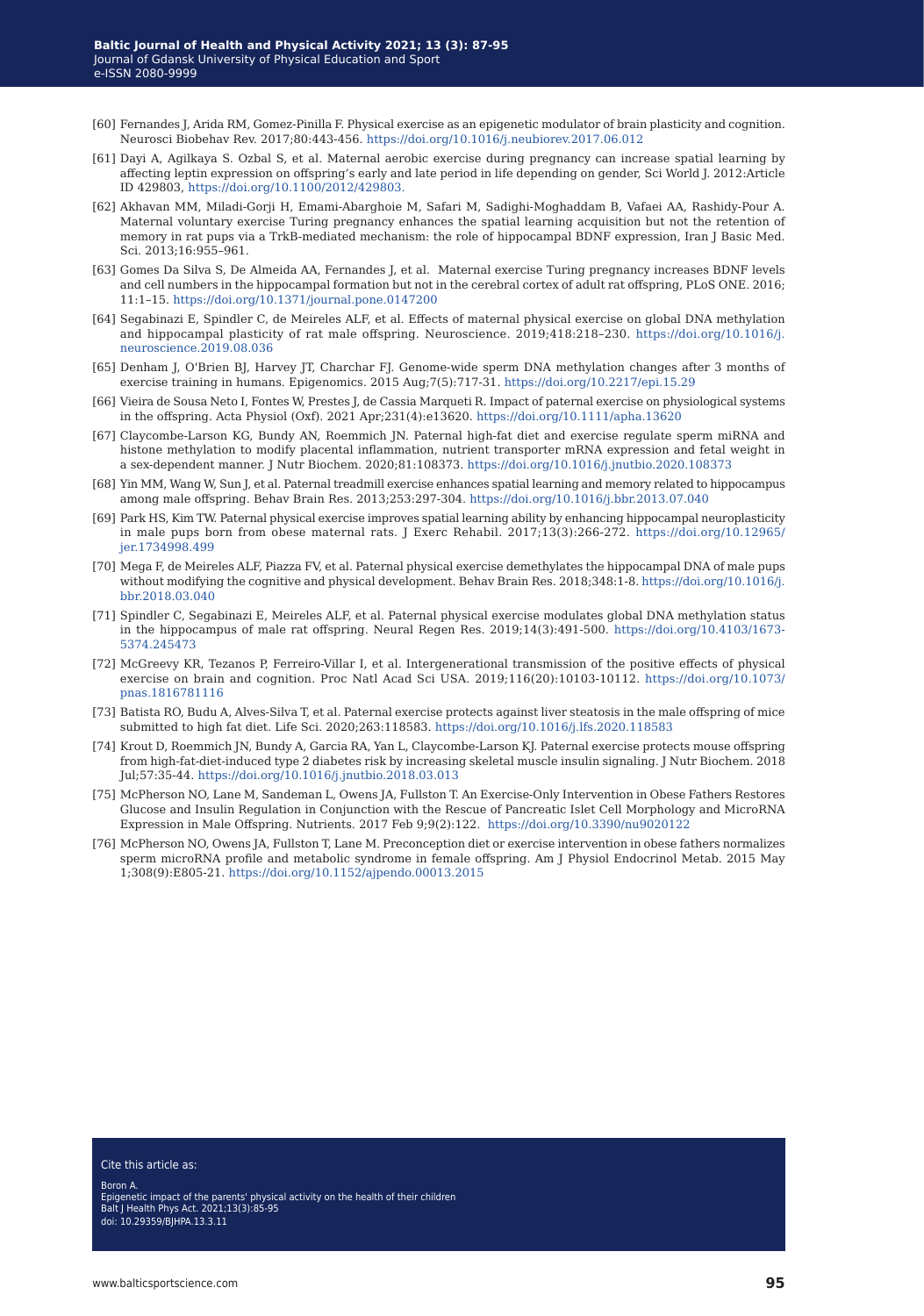[60] Fernandes J, Arida RM, Gomez-Pinilla F. Physical exercise as an epigenetic modulator of brain plasticity and cognition. Neurosci Biobehav Rev. 2017;80:443-456. https://doi.org/10.1016/j.neubiorev.2017.06.012

[61] Dayi A, Agilkaya S. Ozbal S, et al. Maternal aerobic exercise during pregnancy can increase spatial learning by affecting leptin expression on offspring's early and late period in life depending on gender, Sci World J. 2012:Article ID 429803, https://doi.org/10.1100/2012/429803.

[62] Akhavan MM, Miladi-Gorji H, Emami-Abarghoie M, Safari M, Sadighi-Moghaddam B, Vafaei AA, Rashidy-Pour A. Maternal voluntary exercise Turing pregnancy enhances the spatial learning acquisition but not the retention of memory in rat pups via a TrkB-mediated mechanism: the role of hippocampal BDNF expression, Iran J Basic Med. Sci. 2013;16:955–961.

[63] Gomes Da Silva S, De Almeida AA, Fernandes J, et al. Maternal exercise Turing pregnancy increases BDNF levels and cell numbers in the hippocampal formation but not in the cerebral cortex of adult rat offspring, PLoS ONE. 2016; 11:1–15. https://doi.org/10.1371/journal.pone.0147200

[64] Segabinazi E, Spindler C, de Meireles ALF, et al. Effects of maternal physical exercise on global DNA methylation and hippocampal plasticity of rat male offspring. Neuroscience. 2019;418:218–230. https://doi.org/10.1016/j.neuroscience.2019.08.036

[65] Denham J, O'Brien BJ, Harvey JT, Charchar FJ. Genome-wide sperm DNA methylation changes after 3 months of exercise training in humans. Epigenomics. 2015 Aug;7(5):717-31. https://doi.org/10.2217/epi.15.29

[66] Vieira de Sousa Neto I, Fontes W, Prestes J, de Cassia Marqueti R. Impact of paternal exercise on physiological systems in the offspring. Acta Physiol (Oxf). 2021 Apr;231(4):e13620. https://doi.org/10.1111/apha.13620

[67] Claycombe-Larson KG, Bundy AN, Roemmich JN. Paternal high-fat diet and exercise regulate sperm miRNA and histone methylation to modify placental inflammation, nutrient transporter mRNA expression and fetal weight in a sex-dependent manner. J Nutr Biochem. 2020;81:108373. https://doi.org/10.1016/j.jnutbio.2020.108373

[68] Yin MM, Wang W, Sun J, et al. Paternal treadmill exercise enhances spatial learning and memory related to hippocampus among male offspring. Behav Brain Res. 2013;253:297-304. https://doi.org/10.1016/j.bbr.2013.07.040

[69] Park HS, Kim TW. Paternal physical exercise improves spatial learning ability by enhancing hippocampal neuroplasticity in male pups born from obese maternal rats. J Exerc Rehabil. 2017;13(3):266-272. https://doi.org/10.12965/jer.1734998.499

[70] Mega F, de Meireles ALF, Piazza FV, et al. Paternal physical exercise demethylates the hippocampal DNA of male pups without modifying the cognitive and physical development. Behav Brain Res. 2018;348:1-8. https://doi.org/10.1016/j.bbr.2018.03.040

[71] Spindler C, Segabinazi E, Meireles ALF, et al. Paternal physical exercise modulates global DNA methylation status in the hippocampus of male rat offspring. Neural Regen Res. 2019;14(3):491-500. https://doi.org/10.4103/1673-5374.245473

[72] McGreevy KR, Tezanos P, Ferreiro-Villar I, et al. Intergenerational transmission of the positive effects of physical exercise on brain and cognition. Proc Natl Acad Sci USA. 2019;116(20):10103-10112. https://doi.org/10.1073/pnas.1816781116

[73] Batista RO, Budu A, Alves-Silva T, et al. Paternal exercise protects against liver steatosis in the male offspring of mice submitted to high fat diet. Life Sci. 2020;263:118583. https://doi.org/10.1016/j.lfs.2020.118583

[74] Krout D, Roemmich JN, Bundy A, Garcia RA, Yan L, Claycombe-Larson KJ. Paternal exercise protects mouse offspring from high-fat-diet-induced type 2 diabetes risk by increasing skeletal muscle insulin signaling. J Nutr Biochem. 2018 Jul;57:35-44. https://doi.org/10.1016/j.jnutbio.2018.03.013

[75] McPherson NO, Lane M, Sandeman L, Owens JA, Fullston T. An Exercise-Only Intervention in Obese Fathers Restores Glucose and Insulin Regulation in Conjunction with the Rescue of Pancreatic Islet Cell Morphology and MicroRNA Expression in Male Offspring. Nutrients. 2017 Feb 9;9(2):122. https://doi.org/10.3390/nu9020122

[76] McPherson NO, Owens JA, Fullston T, Lane M. Preconception diet or exercise intervention in obese fathers normalizes sperm microRNA profile and metabolic syndrome in female offspring. Am J Physiol Endocrinol Metab. 2015 May 1;308(9):E805-21. https://doi.org/10.1152/ajpendo.00013.2015

Cite this article as:

Boron A.
Epigenetic impact of the parents' physical activity on the health of their children
Balt J Health Phys Act. 2021;13(3):85-95
doi: 10.29359/BJHPA.13.3.11